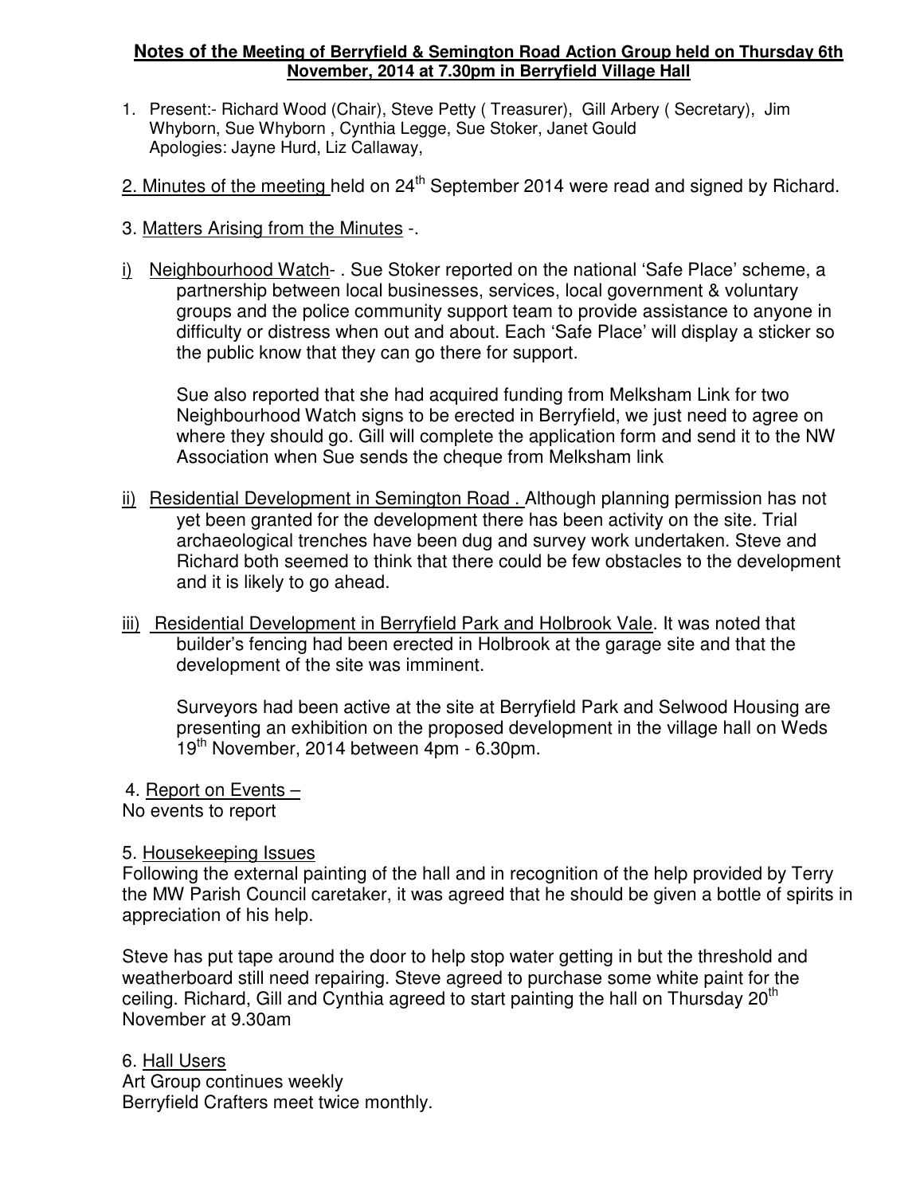**Notes of the Meeting of Berryfield & Semington Road Action Group held on Thursday 6th November, 2014 at 7.30pm in Berryfield Village Hall**

1. Present:- Richard Wood (Chair), Steve Petty ( Treasurer), Gill Arbery ( Secretary), Jim Whyborn, Sue Whyborn , Cynthia Legge, Sue Stoker, Janet Gould
   Apologies: Jayne Hurd, Liz Callaway,

2. Minutes of the meeting held on 24th September 2014 were read and signed by Richard.

3. Matters Arising from the Minutes -.

i) Neighbourhood Watch- . Sue Stoker reported on the national 'Safe Place' scheme, a partnership between local businesses, services, local government & voluntary groups and the police community support team to provide assistance to anyone in difficulty or distress when out and about. Each 'Safe Place' will display a sticker so the public know that they can go there for support.

   Sue also reported that she had acquired funding from Melksham Link for two Neighbourhood Watch signs to be erected in Berryfield, we just need to agree on where they should go. Gill will complete the application form and send it to the NW Association when Sue sends the cheque from Melksham link

ii) Residential Development in Semington Road . Although planning permission has not yet been granted for the development there has been activity on the site. Trial archaeological trenches have been dug and survey work undertaken. Steve and Richard both seemed to think that there could be few obstacles to the development and it is likely to go ahead.

iii) Residential Development in Berryfield Park and Holbrook Vale. It was noted that builder's fencing had been erected in Holbrook at the garage site and that the development of the site was imminent.

   Surveyors had been active at the site at Berryfield Park and Selwood Housing are presenting an exhibition on the proposed development in the village hall on Weds 19th November, 2014 between 4pm - 6.30pm.

4. Report on Events –
No events to report

5. Housekeeping Issues
Following the external painting of the hall and in recognition of the help provided by Terry the MW Parish Council caretaker, it was agreed that he should be given a bottle of spirits in appreciation of his help.

Steve has put tape around the door to help stop water getting in but the threshold and weatherboard still need repairing. Steve agreed to purchase some white paint for the ceiling. Richard, Gill and Cynthia agreed to start painting the hall on Thursday 20th November at 9.30am

6. Hall Users
Art Group continues weekly
Berryfield Crafters meet twice monthly.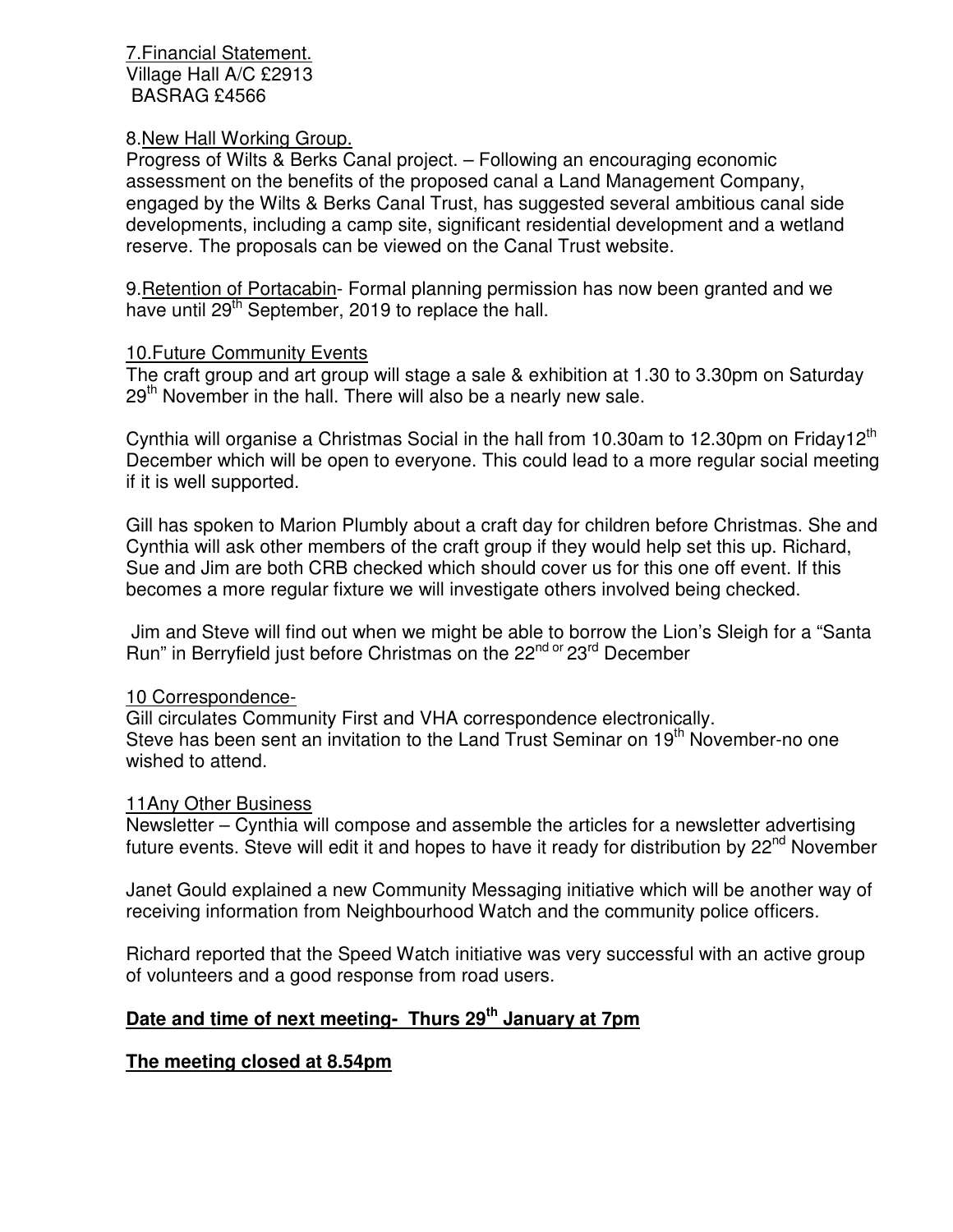7.Financial Statement.
Village Hall A/C £2913
BASRAG £4566

8.New Hall Working Group.
Progress of Wilts & Berks Canal project. – Following an encouraging economic assessment on the benefits of the proposed canal a Land Management Company, engaged by the Wilts & Berks Canal Trust, has suggested several ambitious canal side developments, including a camp site, significant residential development and a wetland reserve. The proposals can be viewed on the Canal Trust website.

9.Retention of Portacabin- Formal planning permission has now been granted and we have until 29th September, 2019 to replace the hall.

10.Future Community Events
The craft group and art group will stage a sale & exhibition at 1.30 to 3.30pm on Saturday 29th November in the hall. There will also be a nearly new sale.

Cynthia will organise a Christmas Social in the hall from 10.30am to 12.30pm on Friday12th December which will be open to everyone. This could lead to a more regular social meeting if it is well supported.

Gill has spoken to Marion Plumbly about a craft day for children before Christmas. She and Cynthia will ask other members of the craft group if they would help set this up. Richard, Sue and Jim are both CRB checked which should cover us for this one off event. If this becomes a more regular fixture we will investigate others involved being checked.

Jim and Steve will find out when we might be able to borrow the Lion's Sleigh for a "Santa Run" in Berryfield just before Christmas on the 22nd or 23rd December

10 Correspondence-
Gill circulates Community First and VHA correspondence electronically.
Steve has been sent an invitation to the Land Trust Seminar on 19th November-no one wished to attend.

11Any Other Business
Newsletter – Cynthia will compose and assemble the articles for a newsletter advertising future events. Steve will edit it and hopes to have it ready for distribution by 22nd November

Janet Gould explained a new Community Messaging initiative which will be another way of receiving information from Neighbourhood Watch and the community police officers.

Richard reported that the Speed Watch initiative was very successful with an active group of volunteers and a good response from road users.

**Date and time of next meeting- Thurs 29th January at 7pm**

**The meeting closed at 8.54pm**